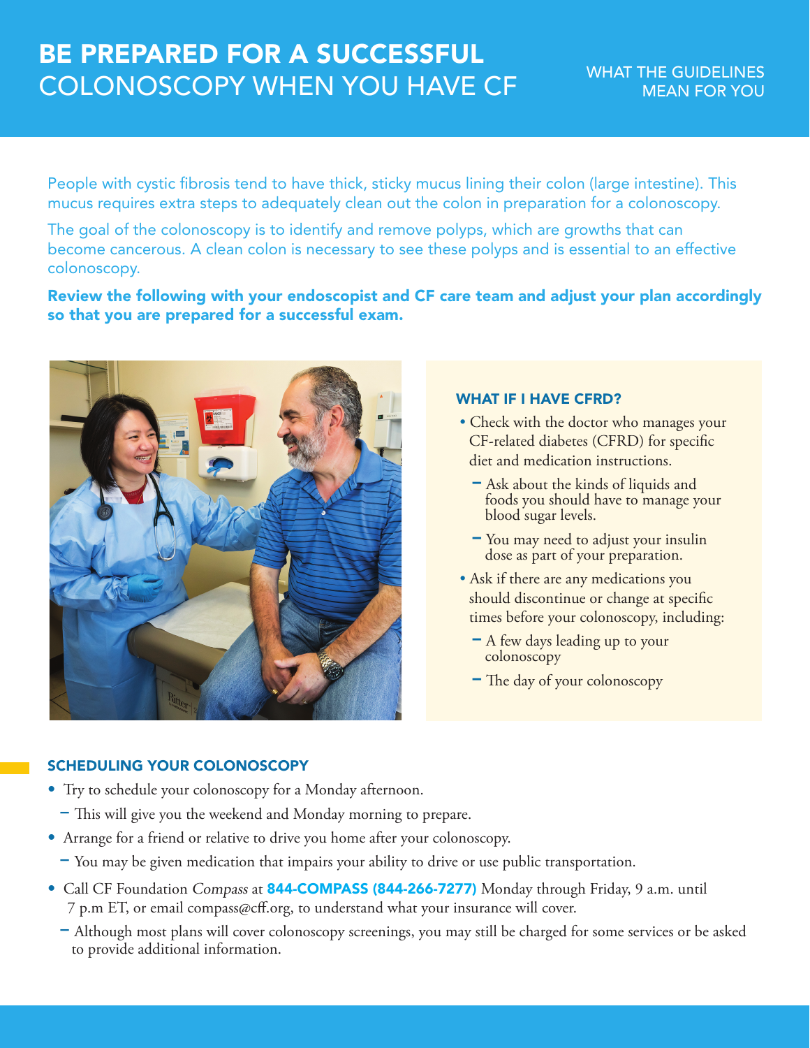# BE PREPARED FOR A SUCCESSFUL COLONOSCOPY WHEN YOU HAVE CF

WHAT THE GUIDELINES MEAN FOR YOU

People with cystic fibrosis tend to have thick, sticky mucus lining their colon (large intestine). This mucus requires extra steps to adequately clean out the colon in preparation for a colonoscopy.

The goal of the colonoscopy is to identify and remove polyps, which are growths that can become cancerous. A clean colon is necessary to see these polyps and is essential to an effective colonoscopy.

**Review the following with your endoscopist and CF care team and adjust your plan accordingly so that you are prepared for a successful exam.**

### WHAT IF I HAVE CFRD?

- Check with the doctor who manages your CF-related diabetes (CFRD) for specific diet and medication instructions.
  - Ask about the kinds of liquids and foods you should have to manage your blood sugar levels.
  - You may need to adjust your insulin dose as part of your preparation.
- Ask if there are any medications you should discontinue or change at specific times before your colonoscopy, including:
  - A few days leading up to your colonoscopy
  - The day of your colonoscopy

### SCHEDULING YOUR COLONOSCOPY

- Try to schedule your colonoscopy for a Monday afternoon.
  - This will give you the weekend and Monday morning to prepare.
- Arrange for a friend or relative to drive you home after your colonoscopy.
  - You may be given medication that impairs your ability to drive or use public transportation.
- Call CF Foundation *Compass* at **844-COMPASS (844-266-7277)** Monday through Friday, 9 a.m. until 7 p.m ET, or email compass@cff.org, to understand what your insurance will cover.
  - Although most plans will cover colonoscopy screenings, you may still be charged for some services or be asked to provide additional information.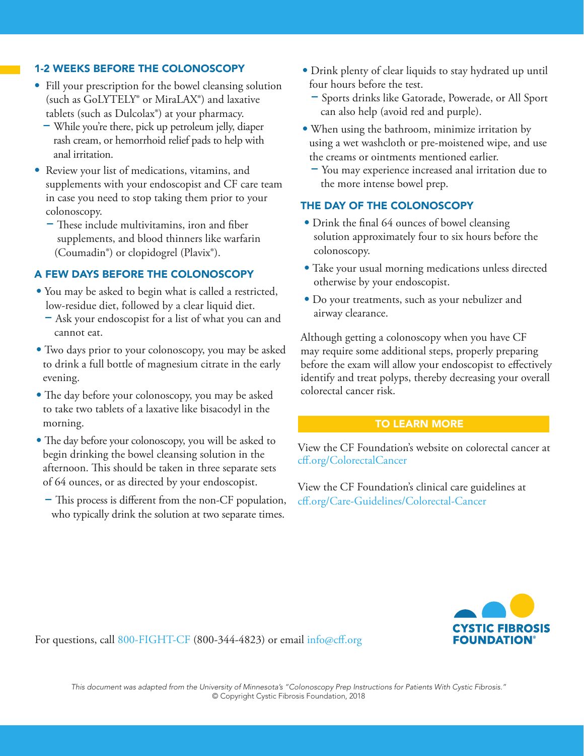## 1-2 WEEKS BEFORE THE COLONOSCOPY

- Fill your prescription for the bowel cleansing solution (such as GoLYTELY® or MiraLAX®) and laxative tablets (such as Dulcolax®) at your pharmacy.
  - While you're there, pick up petroleum jelly, diaper rash cream, or hemorrhoid relief pads to help with anal irritation.
- Review your list of medications, vitamins, and supplements with your endoscopist and CF care team in case you need to stop taking them prior to your colonoscopy.
  - These include multivitamins, iron and fiber supplements, and blood thinners like warfarin (Coumadin®) or clopidogrel (Plavix®).

## A FEW DAYS BEFORE THE COLONOSCOPY

- You may be asked to begin what is called a restricted, low-residue diet, followed by a clear liquid diet.
  - Ask your endoscopist for a list of what you can and cannot eat.
- Two days prior to your colonoscopy, you may be asked to drink a full bottle of magnesium citrate in the early evening.
- The day before your colonoscopy, you may be asked to take two tablets of a laxative like bisacodyl in the morning.
- The day before your colonoscopy, you will be asked to begin drinking the bowel cleansing solution in the afternoon. This should be taken in three separate sets of 64 ounces, or as directed by your endoscopist.
  - This process is different from the non-CF population, who typically drink the solution at two separate times.
- Drink plenty of clear liquids to stay hydrated up until four hours before the test.
  - Sports drinks like Gatorade, Powerade, or All Sport can also help (avoid red and purple).
- When using the bathroom, minimize irritation by using a wet washcloth or pre-moistened wipe, and use the creams or ointments mentioned earlier.
  - You may experience increased anal irritation due to the more intense bowel prep.

## THE DAY OF THE COLONOSCOPY

- Drink the final 64 ounces of bowel cleansing solution approximately four to six hours before the colonoscopy.
- Take your usual morning medications unless directed otherwise by your endoscopist.
- Do your treatments, such as your nebulizer and airway clearance.

Although getting a colonoscopy when you have CF may require some additional steps, properly preparing before the exam will allow your endoscopist to effectively identify and treat polyps, thereby decreasing your overall colorectal cancer risk.

## TO LEARN MORE

View the CF Foundation's website on colorectal cancer at cff.org/ColorectalCancer

View the CF Foundation's clinical care guidelines at cff.org/Care-Guidelines/Colorectal-Cancer

For questions, call 800-FIGHT-CF (800-344-4823) or email info@cff.org

CYSTIC FIBROSIS FOUNDATION®

*This document was adapted from the University of Minnesota's "Colonoscopy Prep Instructions for Patients With Cystic Fibrosis."*
© Copyright Cystic Fibrosis Foundation, 2018